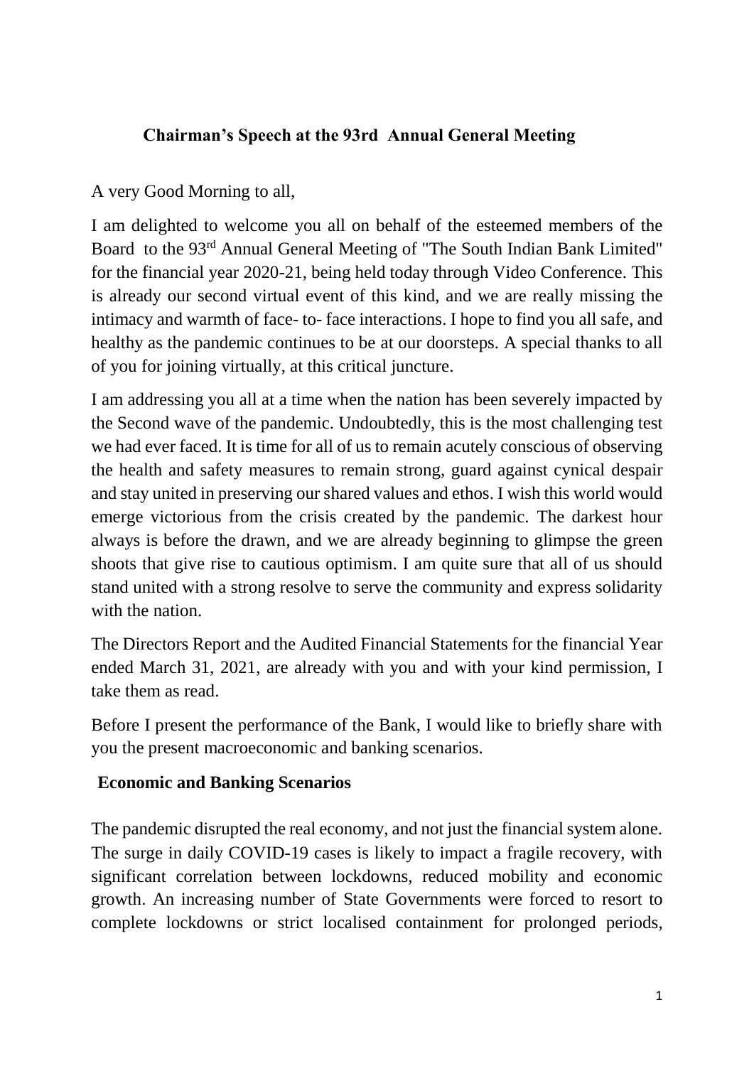# Chairman's Speech at the 93rd Annual General Meeting

A very Good Morning to all,

I am delighted to welcome you all on behalf of the esteemed members of the Board to the 93rd Annual General Meeting of "The South Indian Bank Limited" for the financial year 2020-21, being held today through Video Conference. This is already our second virtual event of this kind, and we are really missing the intimacy and warmth of face- to- face interactions. I hope to find you all safe, and healthy as the pandemic continues to be at our doorsteps. A special thanks to all of you for joining virtually, at this critical juncture.

I am addressing you all at a time when the nation has been severely impacted by the Second wave of the pandemic. Undoubtedly, this is the most challenging test we had ever faced. It is time for all of us to remain acutely conscious of observing the health and safety measures to remain strong, guard against cynical despair and stay united in preserving our shared values and ethos. I wish this world would emerge victorious from the crisis created by the pandemic. The darkest hour always is before the drawn, and we are already beginning to glimpse the green shoots that give rise to cautious optimism. I am quite sure that all of us should stand united with a strong resolve to serve the community and express solidarity with the nation.

The Directors Report and the Audited Financial Statements for the financial Year ended March 31, 2021, are already with you and with your kind permission, I take them as read.

Before I present the performance of the Bank, I would like to briefly share with you the present macroeconomic and banking scenarios.

## Economic and Banking Scenarios

The pandemic disrupted the real economy, and not just the financial system alone. The surge in daily COVID-19 cases is likely to impact a fragile recovery, with significant correlation between lockdowns, reduced mobility and economic growth. An increasing number of State Governments were forced to resort to complete lockdowns or strict localised containment for prolonged periods,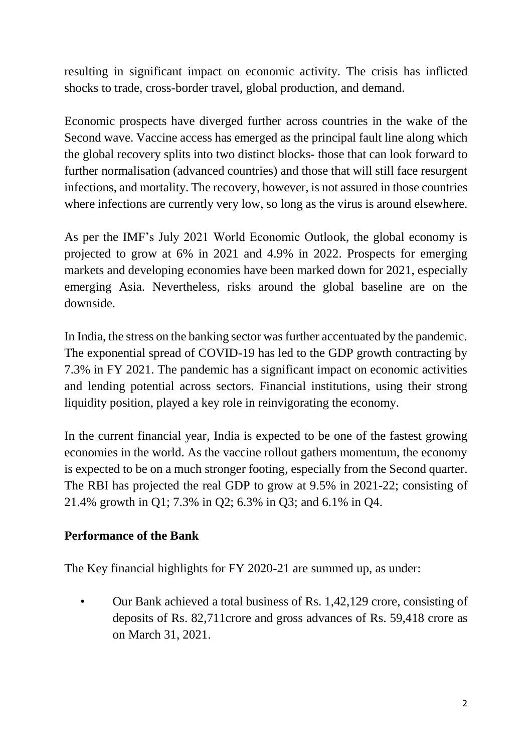resulting in significant impact on economic activity. The crisis has inflicted shocks to trade, cross-border travel, global production, and demand.

Economic prospects have diverged further across countries in the wake of the Second wave. Vaccine access has emerged as the principal fault line along which the global recovery splits into two distinct blocks- those that can look forward to further normalisation (advanced countries) and those that will still face resurgent infections, and mortality. The recovery, however, is not assured in those countries where infections are currently very low, so long as the virus is around elsewhere.

As per the IMF's July 2021 World Economic Outlook, the global economy is projected to grow at 6% in 2021 and 4.9% in 2022. Prospects for emerging markets and developing economies have been marked down for 2021, especially emerging Asia. Nevertheless, risks around the global baseline are on the downside.

In India, the stress on the banking sector was further accentuated by the pandemic. The exponential spread of COVID-19 has led to the GDP growth contracting by 7.3% in FY 2021. The pandemic has a significant impact on economic activities and lending potential across sectors. Financial institutions, using their strong liquidity position, played a key role in reinvigorating the economy.

In the current financial year, India is expected to be one of the fastest growing economies in the world. As the vaccine rollout gathers momentum, the economy is expected to be on a much stronger footing, especially from the Second quarter. The RBI has projected the real GDP to grow at 9.5% in 2021-22; consisting of 21.4% growth in Q1; 7.3% in Q2; 6.3% in Q3; and 6.1% in Q4.

**Performance of the Bank**

The Key financial highlights for FY 2020-21 are summed up, as under:

- Our Bank achieved a total business of Rs. 1,42,129 crore, consisting of deposits of Rs. 82,711crore and gross advances of Rs. 59,418 crore as on March 31, 2021.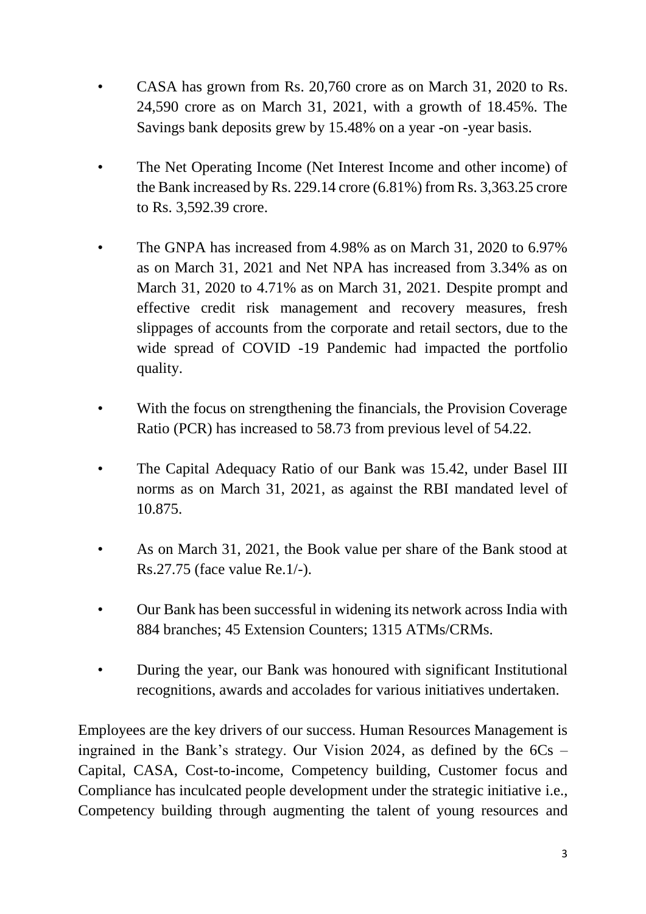- CASA has grown from Rs. 20,760 crore as on March 31, 2020 to Rs. 24,590 crore as on March 31, 2021, with a growth of 18.45%. The Savings bank deposits grew by 15.48% on a year -on -year basis.

- The Net Operating Income (Net Interest Income and other income) of the Bank increased by Rs. 229.14 crore (6.81%) from Rs. 3,363.25 crore to Rs. 3,592.39 crore.

- The GNPA has increased from 4.98% as on March 31, 2020 to 6.97% as on March 31, 2021 and Net NPA has increased from 3.34% as on March 31, 2020 to 4.71% as on March 31, 2021. Despite prompt and effective credit risk management and recovery measures, fresh slippages of accounts from the corporate and retail sectors, due to the wide spread of COVID -19 Pandemic had impacted the portfolio quality.

- With the focus on strengthening the financials, the Provision Coverage Ratio (PCR) has increased to 58.73 from previous level of 54.22.

- The Capital Adequacy Ratio of our Bank was 15.42, under Basel III norms as on March 31, 2021, as against the RBI mandated level of 10.875.

- As on March 31, 2021, the Book value per share of the Bank stood at Rs.27.75 (face value Re.1/-).

- Our Bank has been successful in widening its network across India with 884 branches; 45 Extension Counters; 1315 ATMs/CRMs.

- During the year, our Bank was honoured with significant Institutional recognitions, awards and accolades for various initiatives undertaken.

Employees are the key drivers of our success. Human Resources Management is ingrained in the Bank's strategy. Our Vision 2024, as defined by the 6Cs – Capital, CASA, Cost-to-income, Competency building, Customer focus and Compliance has inculcated people development under the strategic initiative i.e., Competency building through augmenting the talent of young resources and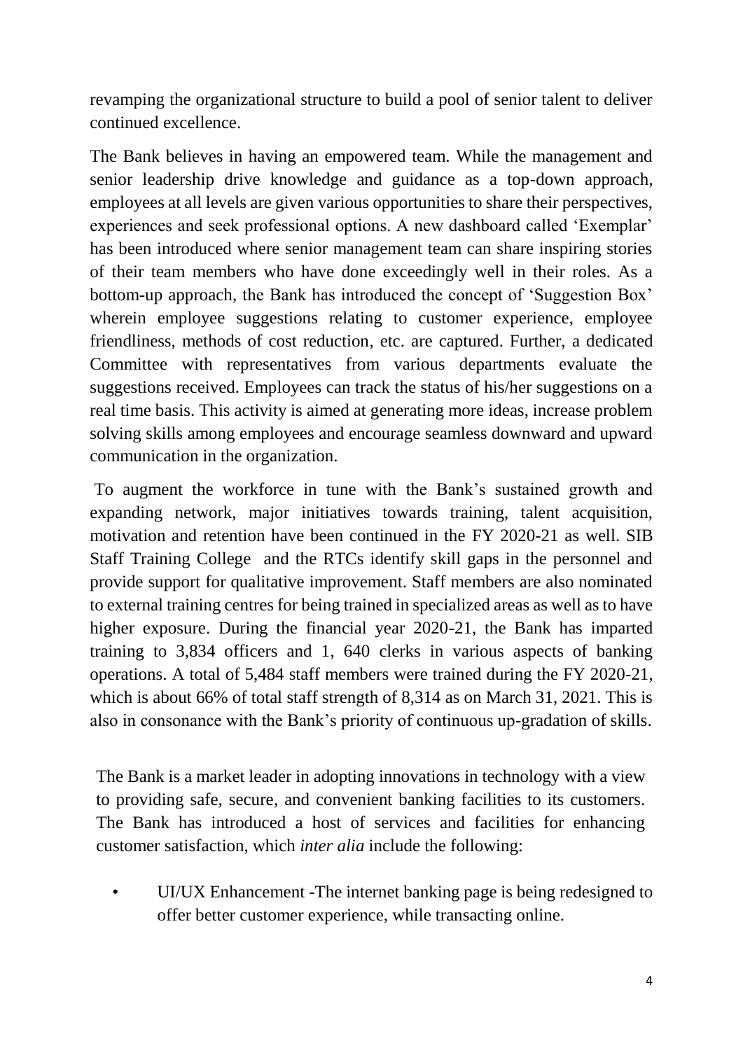revamping the organizational structure to build a pool of senior talent to deliver continued excellence.

The Bank believes in having an empowered team. While the management and senior leadership drive knowledge and guidance as a top-down approach, employees at all levels are given various opportunities to share their perspectives, experiences and seek professional options. A new dashboard called 'Exemplar' has been introduced where senior management team can share inspiring stories of their team members who have done exceedingly well in their roles. As a bottom-up approach, the Bank has introduced the concept of 'Suggestion Box' wherein employee suggestions relating to customer experience, employee friendliness, methods of cost reduction, etc. are captured. Further, a dedicated Committee with representatives from various departments evaluate the suggestions received. Employees can track the status of his/her suggestions on a real time basis. This activity is aimed at generating more ideas, increase problem solving skills among employees and encourage seamless downward and upward communication in the organization.

To augment the workforce in tune with the Bank's sustained growth and expanding network, major initiatives towards training, talent acquisition, motivation and retention have been continued in the FY 2020-21 as well. SIB Staff Training College and the RTCs identify skill gaps in the personnel and provide support for qualitative improvement. Staff members are also nominated to external training centres for being trained in specialized areas as well as to have higher exposure. During the financial year 2020-21, the Bank has imparted training to 3,834 officers and 1, 640 clerks in various aspects of banking operations. A total of 5,484 staff members were trained during the FY 2020-21, which is about 66% of total staff strength of 8,314 as on March 31, 2021. This is also in consonance with the Bank's priority of continuous up-gradation of skills.

The Bank is a market leader in adopting innovations in technology with a view to providing safe, secure, and convenient banking facilities to its customers. The Bank has introduced a host of services and facilities for enhancing customer satisfaction, which *inter alia* include the following:

- UI/UX Enhancement -The internet banking page is being redesigned to offer better customer experience, while transacting online.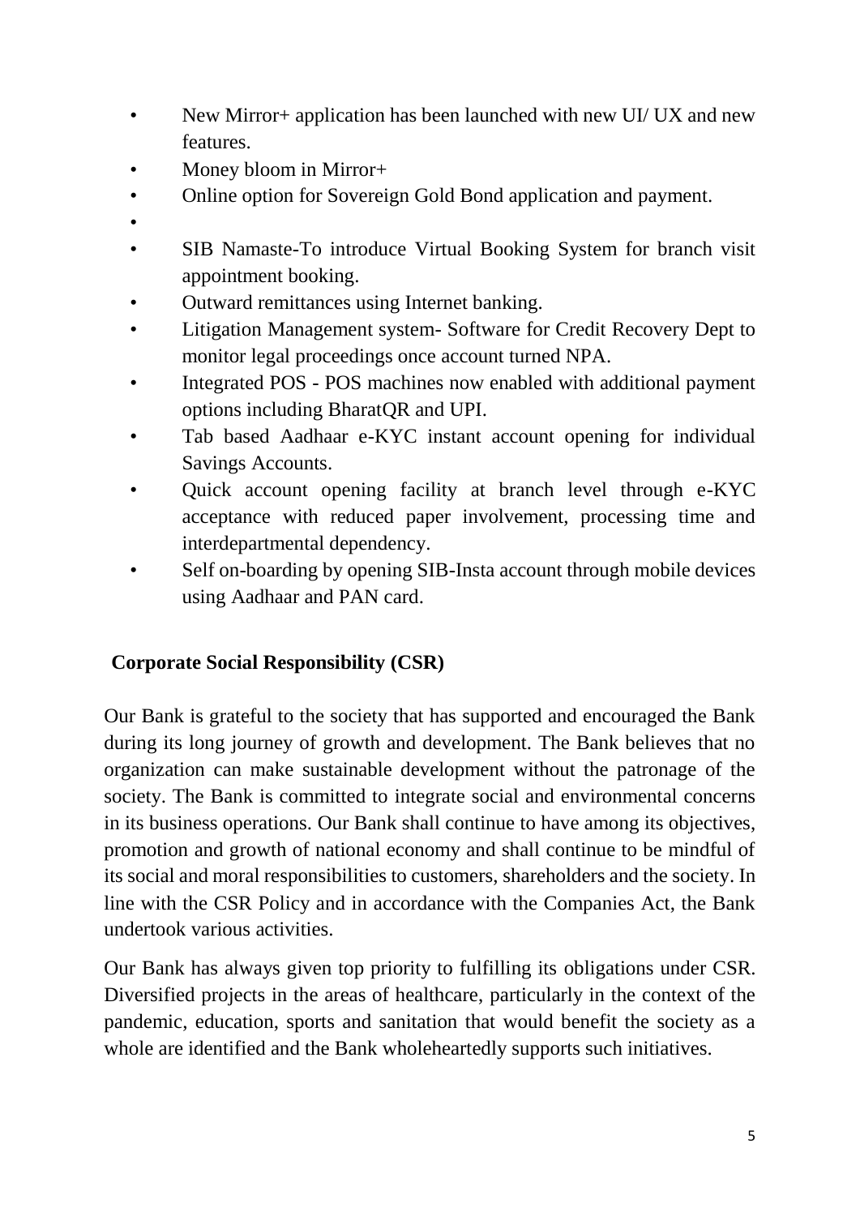- New Mirror+ application has been launched with new UI/ UX and new features.
- Money bloom in Mirror+
- Online option for Sovereign Gold Bond application and payment.
- 
- SIB Namaste-To introduce Virtual Booking System for branch visit appointment booking.
- Outward remittances using Internet banking.
- Litigation Management system- Software for Credit Recovery Dept to monitor legal proceedings once account turned NPA.
- Integrated POS - POS machines now enabled with additional payment options including BharatQR and UPI.
- Tab based Aadhaar e-KYC instant account opening for individual Savings Accounts.
- Quick account opening facility at branch level through e-KYC acceptance with reduced paper involvement, processing time and interdepartmental dependency.
- Self on-boarding by opening SIB-Insta account through mobile devices using Aadhaar and PAN card.

**Corporate Social Responsibility (CSR)**

Our Bank is grateful to the society that has supported and encouraged the Bank during its long journey of growth and development. The Bank believes that no organization can make sustainable development without the patronage of the society. The Bank is committed to integrate social and environmental concerns in its business operations. Our Bank shall continue to have among its objectives, promotion and growth of national economy and shall continue to be mindful of its social and moral responsibilities to customers, shareholders and the society. In line with the CSR Policy and in accordance with the Companies Act, the Bank undertook various activities.

Our Bank has always given top priority to fulfilling its obligations under CSR. Diversified projects in the areas of healthcare, particularly in the context of the pandemic, education, sports and sanitation that would benefit the society as a whole are identified and the Bank wholeheartedly supports such initiatives.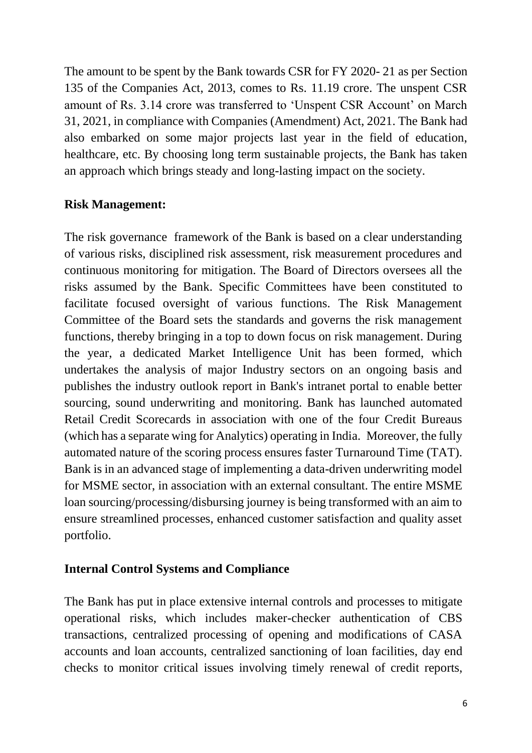The amount to be spent by the Bank towards CSR for FY 2020- 21 as per Section 135 of the Companies Act, 2013, comes to Rs. 11.19 crore. The unspent CSR amount of Rs. 3.14 crore was transferred to 'Unspent CSR Account' on March 31, 2021, in compliance with Companies (Amendment) Act, 2021. The Bank had also embarked on some major projects last year in the field of education, healthcare, etc. By choosing long term sustainable projects, the Bank has taken an approach which brings steady and long-lasting impact on the society.

**Risk Management:**

The risk governance framework of the Bank is based on a clear understanding of various risks, disciplined risk assessment, risk measurement procedures and continuous monitoring for mitigation. The Board of Directors oversees all the risks assumed by the Bank. Specific Committees have been constituted to facilitate focused oversight of various functions. The Risk Management Committee of the Board sets the standards and governs the risk management functions, thereby bringing in a top to down focus on risk management. During the year, a dedicated Market Intelligence Unit has been formed, which undertakes the analysis of major Industry sectors on an ongoing basis and publishes the industry outlook report in Bank's intranet portal to enable better sourcing, sound underwriting and monitoring. Bank has launched automated Retail Credit Scorecards in association with one of the four Credit Bureaus (which has a separate wing for Analytics) operating in India. Moreover, the fully automated nature of the scoring process ensures faster Turnaround Time (TAT). Bank is in an advanced stage of implementing a data-driven underwriting model for MSME sector, in association with an external consultant. The entire MSME loan sourcing/processing/disbursing journey is being transformed with an aim to ensure streamlined processes, enhanced customer satisfaction and quality asset portfolio.

**Internal Control Systems and Compliance**

The Bank has put in place extensive internal controls and processes to mitigate operational risks, which includes maker-checker authentication of CBS transactions, centralized processing of opening and modifications of CASA accounts and loan accounts, centralized sanctioning of loan facilities, day end checks to monitor critical issues involving timely renewal of credit reports,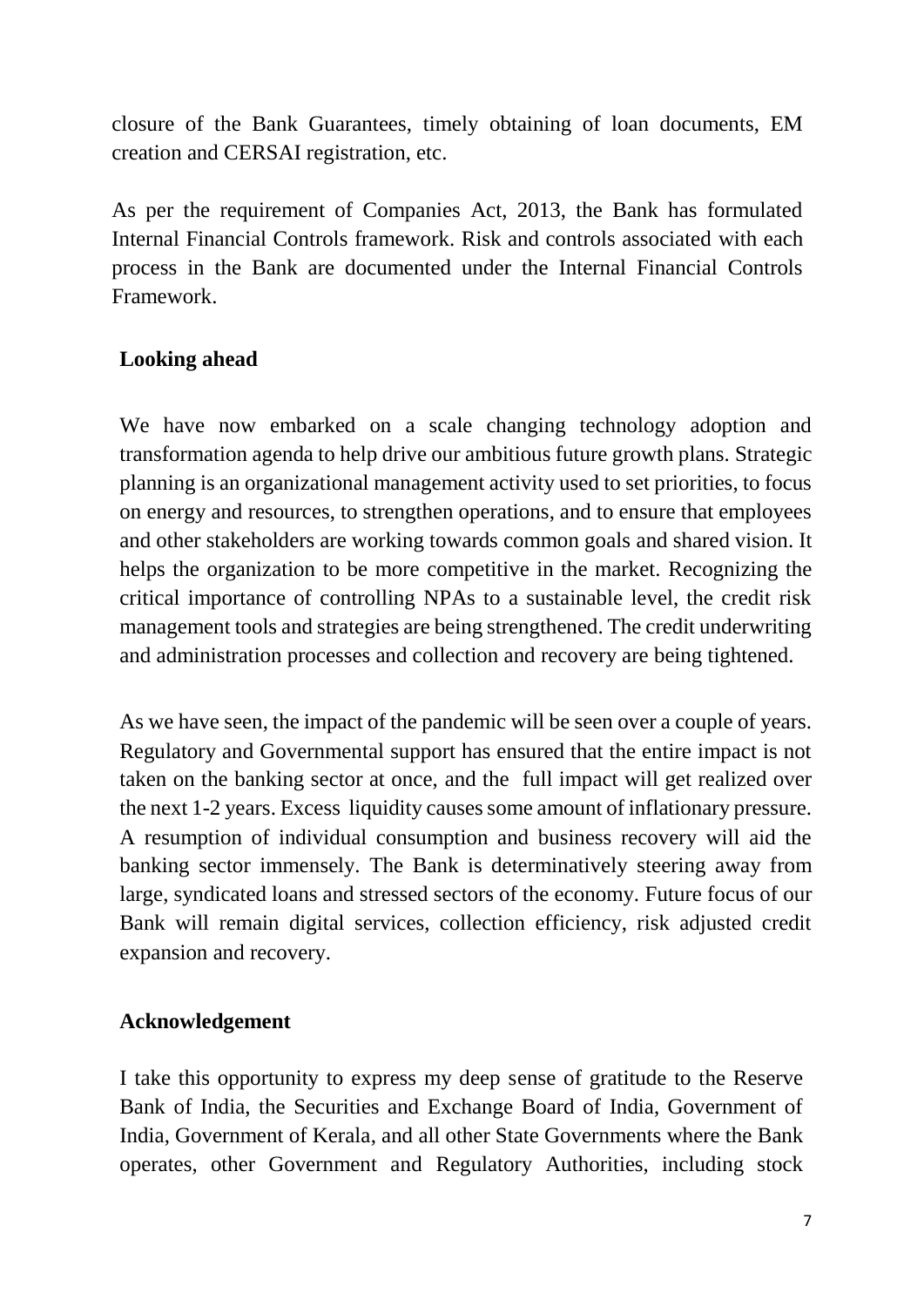closure of the Bank Guarantees, timely obtaining of loan documents, EM creation and CERSAI registration, etc.

As per the requirement of Companies Act, 2013, the Bank has formulated Internal Financial Controls framework. Risk and controls associated with each process in the Bank are documented under the Internal Financial Controls Framework.

**Looking ahead**

We have now embarked on a scale changing technology adoption and transformation agenda to help drive our ambitious future growth plans. Strategic planning is an organizational management activity used to set priorities, to focus on energy and resources, to strengthen operations, and to ensure that employees and other stakeholders are working towards common goals and shared vision. It helps the organization to be more competitive in the market. Recognizing the critical importance of controlling NPAs to a sustainable level, the credit risk management tools and strategies are being strengthened. The credit underwriting and administration processes and collection and recovery are being tightened.

As we have seen, the impact of the pandemic will be seen over a couple of years. Regulatory and Governmental support has ensured that the entire impact is not taken on the banking sector at once, and the full impact will get realized over the next 1-2 years. Excess liquidity causes some amount of inflationary pressure. A resumption of individual consumption and business recovery will aid the banking sector immensely. The Bank is determinatively steering away from large, syndicated loans and stressed sectors of the economy. Future focus of our Bank will remain digital services, collection efficiency, risk adjusted credit expansion and recovery.

**Acknowledgement**

I take this opportunity to express my deep sense of gratitude to the Reserve Bank of India, the Securities and Exchange Board of India, Government of India, Government of Kerala, and all other State Governments where the Bank operates, other Government and Regulatory Authorities, including stock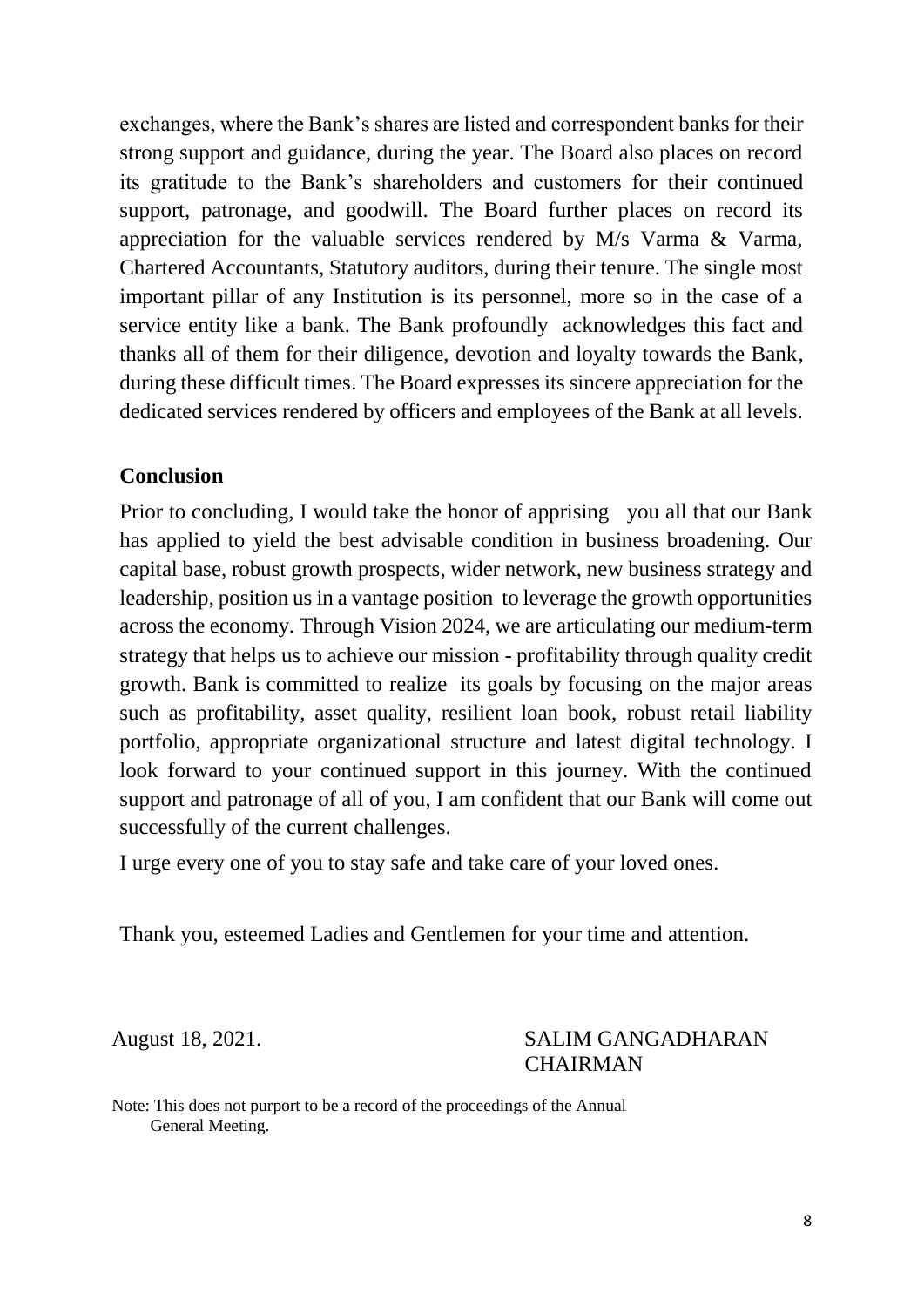exchanges, where the Bank's shares are listed and correspondent banks for their strong support and guidance, during the year. The Board also places on record its gratitude to the Bank's shareholders and customers for their continued support, patronage, and goodwill. The Board further places on record its appreciation for the valuable services rendered by M/s Varma & Varma, Chartered Accountants, Statutory auditors, during their tenure. The single most important pillar of any Institution is its personnel, more so in the case of a service entity like a bank. The Bank profoundly acknowledges this fact and thanks all of them for their diligence, devotion and loyalty towards the Bank, during these difficult times. The Board expresses its sincere appreciation for the dedicated services rendered by officers and employees of the Bank at all levels.

**Conclusion**

Prior to concluding, I would take the honor of apprising you all that our Bank has applied to yield the best advisable condition in business broadening. Our capital base, robust growth prospects, wider network, new business strategy and leadership, position us in a vantage position to leverage the growth opportunities across the economy. Through Vision 2024, we are articulating our medium-term strategy that helps us to achieve our mission - profitability through quality credit growth. Bank is committed to realize its goals by focusing on the major areas such as profitability, asset quality, resilient loan book, robust retail liability portfolio, appropriate organizational structure and latest digital technology. I look forward to your continued support in this journey. With the continued support and patronage of all of you, I am confident that our Bank will come out successfully of the current challenges.

I urge every one of you to stay safe and take care of your loved ones.

Thank you, esteemed Ladies and Gentlemen for your time and attention.

August 18, 2021.

SALIM GANGADHARAN
CHAIRMAN

Note: This does not purport to be a record of the proceedings of the Annual General Meeting.